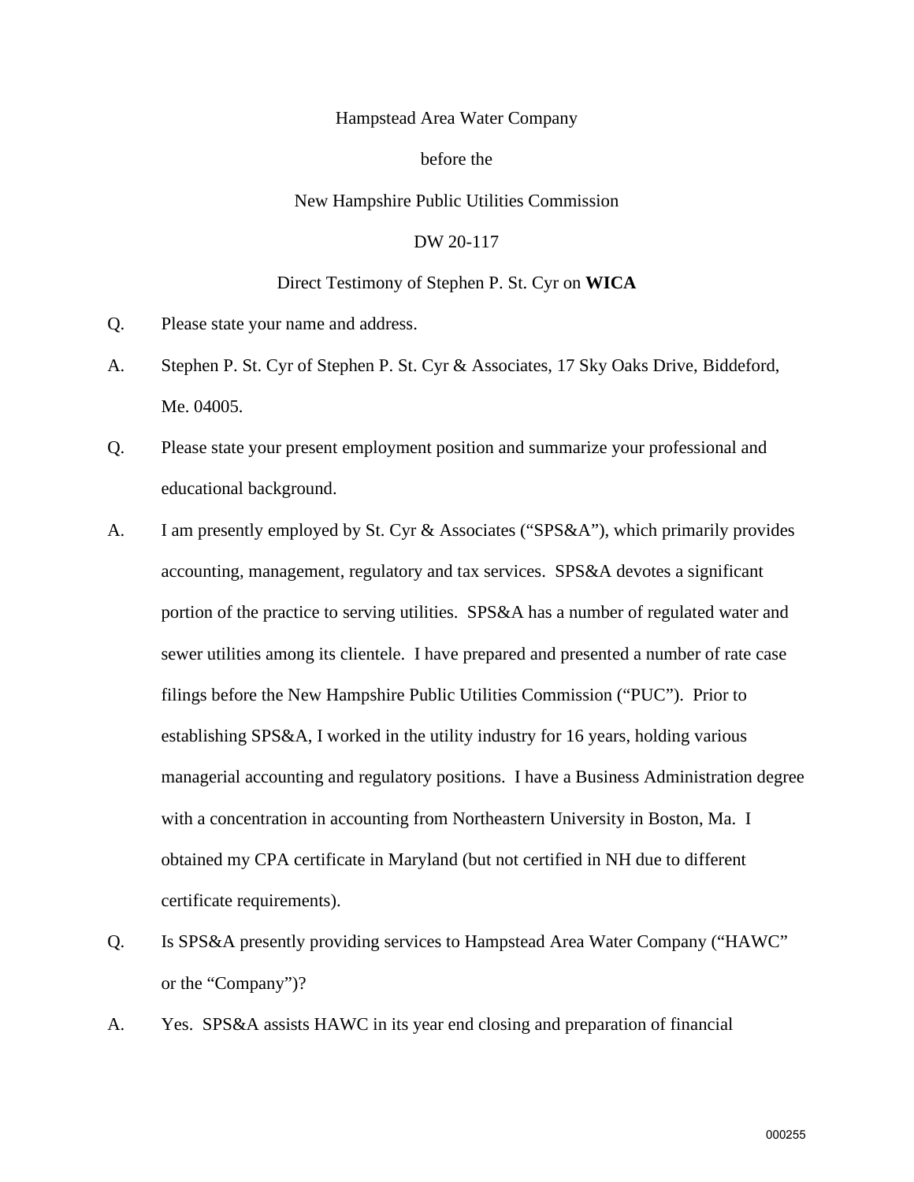Hampstead Area Water Company

before the

New Hampshire Public Utilities Commission

DW 20-117

Direct Testimony of Stephen P. St. Cyr on **WICA**

Q. Please state your name and address.

A. Stephen P. St. Cyr of Stephen P. St. Cyr & Associates, 17 Sky Oaks Drive, Biddeford, Me. 04005.

Q. Please state your present employment position and summarize your professional and educational background.

A. I am presently employed by St. Cyr & Associates ("SPS&A"), which primarily provides accounting, management, regulatory and tax services. SPS&A devotes a significant portion of the practice to serving utilities. SPS&A has a number of regulated water and sewer utilities among its clientele. I have prepared and presented a number of rate case filings before the New Hampshire Public Utilities Commission ("PUC"). Prior to establishing SPS&A, I worked in the utility industry for 16 years, holding various managerial accounting and regulatory positions. I have a Business Administration degree with a concentration in accounting from Northeastern University in Boston, Ma. I obtained my CPA certificate in Maryland (but not certified in NH due to different certificate requirements).

Q. Is SPS&A presently providing services to Hampstead Area Water Company ("HAWC" or the "Company")?

A. Yes. SPS&A assists HAWC in its year end closing and preparation of financial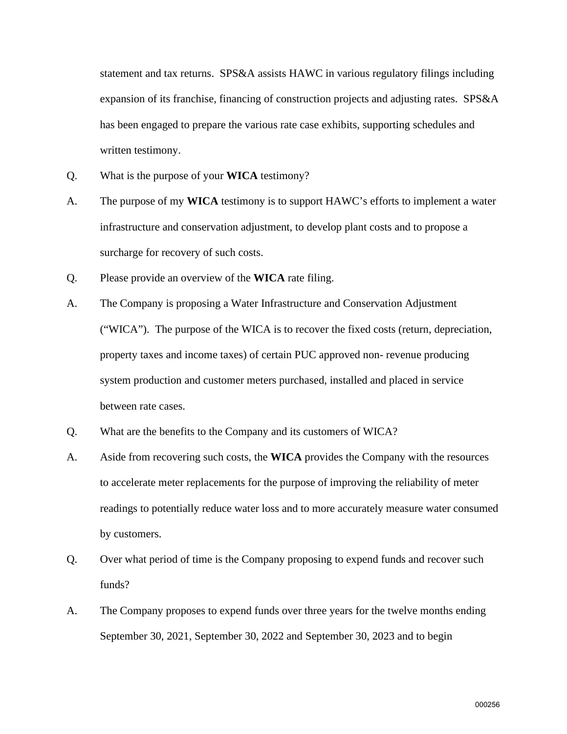statement and tax returns.  SPS&A assists HAWC in various regulatory filings including expansion of its franchise, financing of construction projects and adjusting rates.  SPS&A has been engaged to prepare the various rate case exhibits, supporting schedules and written testimony.

Q. What is the purpose of your **WICA** testimony?

A. The purpose of my **WICA** testimony is to support HAWC's efforts to implement a water infrastructure and conservation adjustment, to develop plant costs and to propose a surcharge for recovery of such costs.

Q. Please provide an overview of the **WICA** rate filing.

A. The Company is proposing a Water Infrastructure and Conservation Adjustment ("WICA").  The purpose of the WICA is to recover the fixed costs (return, depreciation, property taxes and income taxes) of certain PUC approved non- revenue producing system production and customer meters purchased, installed and placed in service between rate cases.

Q. What are the benefits to the Company and its customers of WICA?

A. Aside from recovering such costs, the **WICA** provides the Company with the resources to accelerate meter replacements for the purpose of improving the reliability of meter readings to potentially reduce water loss and to more accurately measure water consumed by customers.

Q. Over what period of time is the Company proposing to expend funds and recover such funds?

A. The Company proposes to expend funds over three years for the twelve months ending September 30, 2021, September 30, 2022 and September 30, 2023 and to begin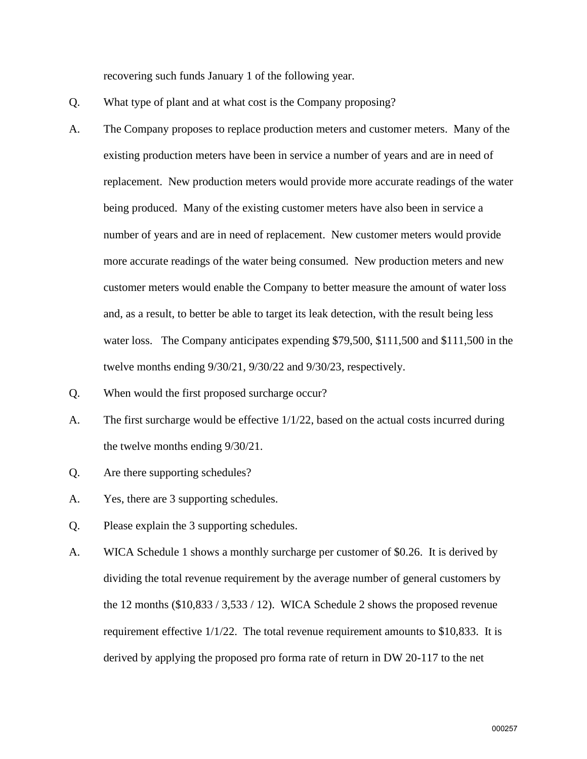recovering such funds January 1 of the following year.

Q. What type of plant and at what cost is the Company proposing?

A. The Company proposes to replace production meters and customer meters. Many of the existing production meters have been in service a number of years and are in need of replacement. New production meters would provide more accurate readings of the water being produced. Many of the existing customer meters have also been in service a number of years and are in need of replacement. New customer meters would provide more accurate readings of the water being consumed. New production meters and new customer meters would enable the Company to better measure the amount of water loss and, as a result, to better be able to target its leak detection, with the result being less water loss. The Company anticipates expending $79,500, $111,500 and $111,500 in the twelve months ending 9/30/21, 9/30/22 and 9/30/23, respectively.

Q. When would the first proposed surcharge occur?

A. The first surcharge would be effective 1/1/22, based on the actual costs incurred during the twelve months ending 9/30/21.

Q. Are there supporting schedules?

A. Yes, there are 3 supporting schedules.

Q. Please explain the 3 supporting schedules.

A. WICA Schedule 1 shows a monthly surcharge per customer of $0.26. It is derived by dividing the total revenue requirement by the average number of general customers by the 12 months ($10,833 / 3,533 / 12). WICA Schedule 2 shows the proposed revenue requirement effective 1/1/22. The total revenue requirement amounts to $10,833. It is derived by applying the proposed pro forma rate of return in DW 20-117 to the net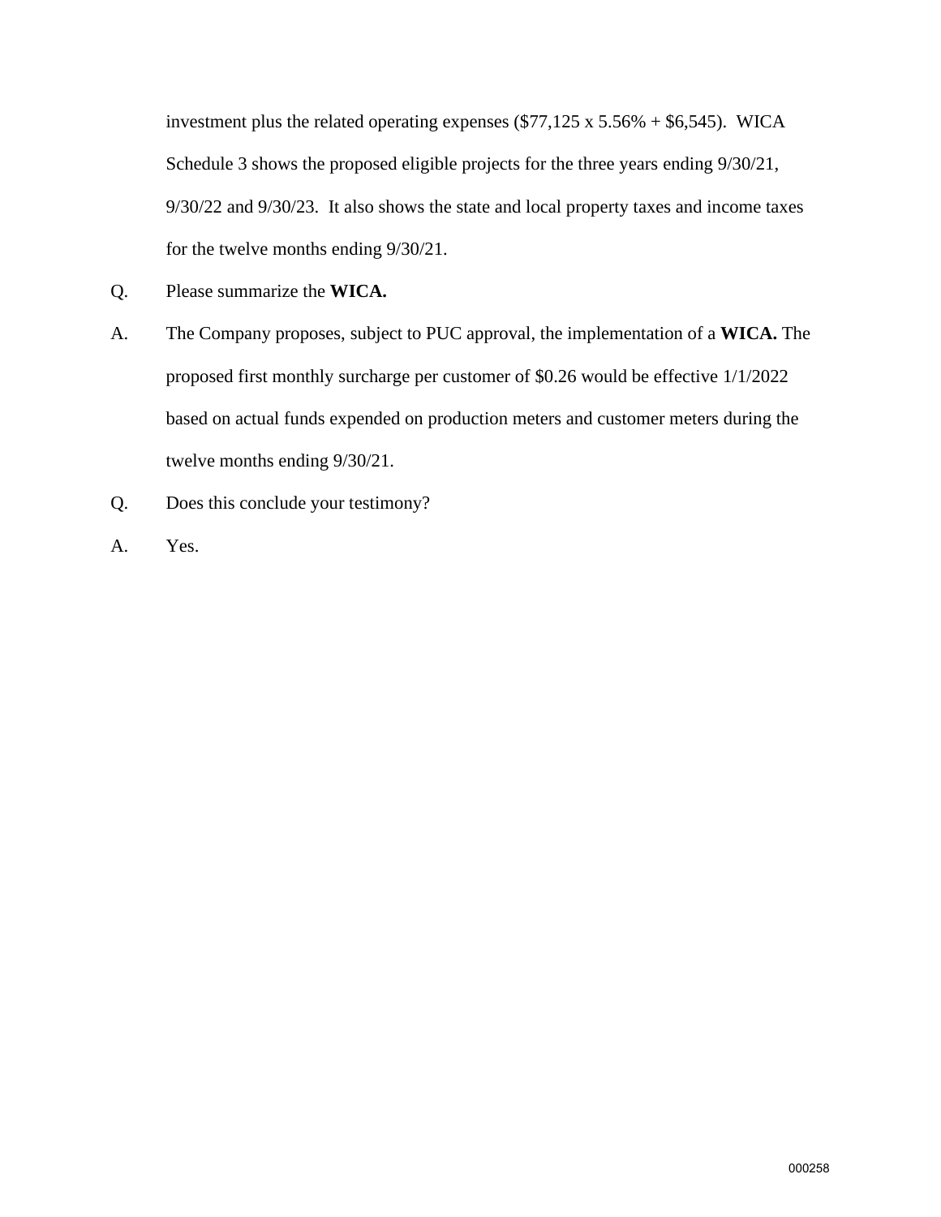investment plus the related operating expenses ($77,125 x 5.56% + $6,545). WICA Schedule 3 shows the proposed eligible projects for the three years ending 9/30/21, 9/30/22 and 9/30/23. It also shows the state and local property taxes and income taxes for the twelve months ending 9/30/21.

Q. Please summarize the **WICA.**

A. The Company proposes, subject to PUC approval, the implementation of a **WICA.** The proposed first monthly surcharge per customer of $0.26 would be effective 1/1/2022 based on actual funds expended on production meters and customer meters during the twelve months ending 9/30/21.

Q. Does this conclude your testimony?

A. Yes.

000258